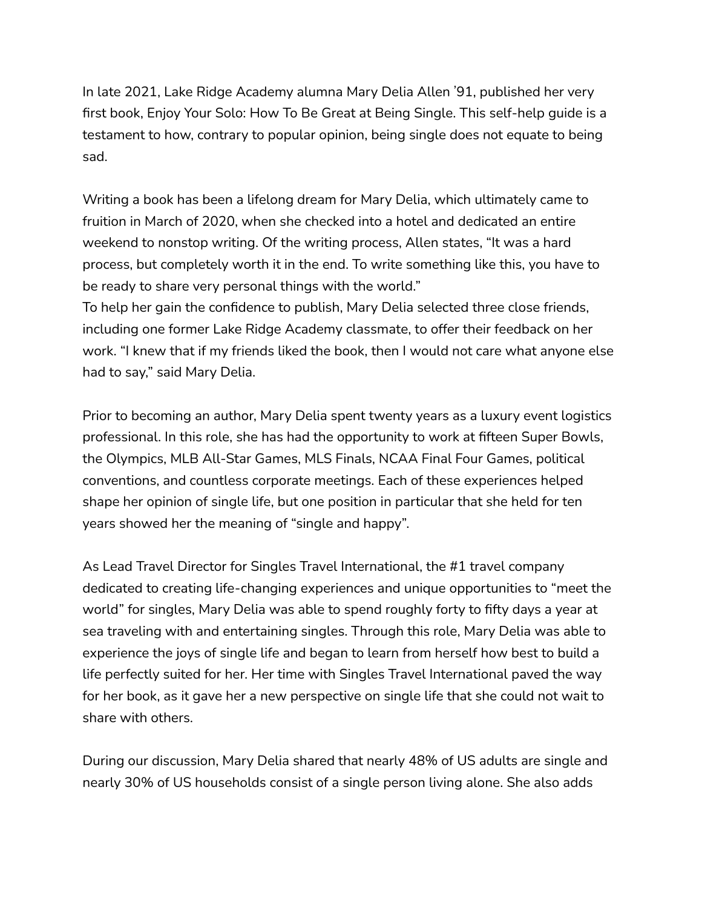In late 2021, Lake Ridge Academy alumna Mary Delia Allen '91, published her very first book, Enjoy Your Solo: How To Be Great at Being Single. This self-help guide is a testament to how, contrary to popular opinion, being single does not equate to being sad.

Writing a book has been a lifelong dream for Mary Delia, which ultimately came to fruition in March of 2020, when she checked into a hotel and dedicated an entire weekend to nonstop writing. Of the writing process, Allen states, "It was a hard process, but completely worth it in the end. To write something like this, you have to be ready to share very personal things with the world."
To help her gain the confidence to publish, Mary Delia selected three close friends, including one former Lake Ridge Academy classmate, to offer their feedback on her work. "I knew that if my friends liked the book, then I would not care what anyone else had to say," said Mary Delia.

Prior to becoming an author, Mary Delia spent twenty years as a luxury event logistics professional. In this role, she has had the opportunity to work at fifteen Super Bowls, the Olympics, MLB All-Star Games, MLS Finals, NCAA Final Four Games, political conventions, and countless corporate meetings. Each of these experiences helped shape her opinion of single life, but one position in particular that she held for ten years showed her the meaning of "single and happy".

As Lead Travel Director for Singles Travel International, the #1 travel company dedicated to creating life-changing experiences and unique opportunities to "meet the world" for singles, Mary Delia was able to spend roughly forty to fifty days a year at sea traveling with and entertaining singles. Through this role, Mary Delia was able to experience the joys of single life and began to learn from herself how best to build a life perfectly suited for her. Her time with Singles Travel International paved the way for her book, as it gave her a new perspective on single life that she could not wait to share with others.

During our discussion, Mary Delia shared that nearly 48% of US adults are single and nearly 30% of US households consist of a single person living alone. She also adds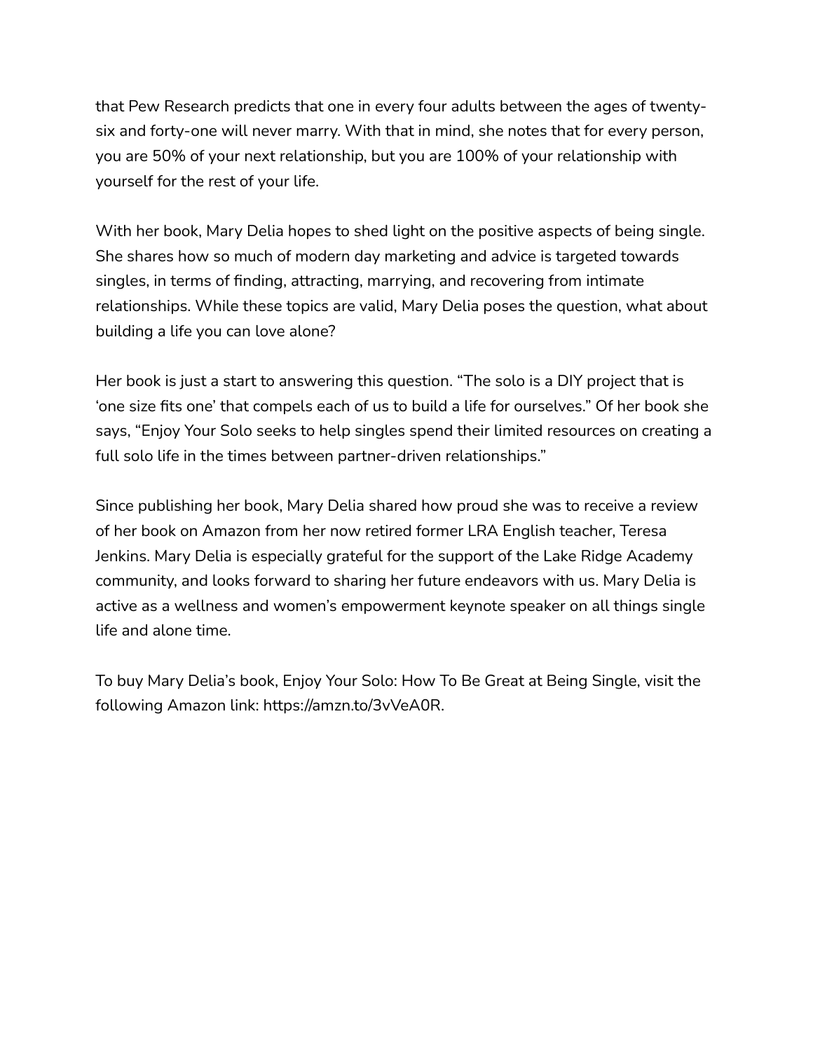that Pew Research predicts that one in every four adults between the ages of twenty-six and forty-one will never marry. With that in mind, she notes that for every person, you are 50% of your next relationship, but you are 100% of your relationship with yourself for the rest of your life.

With her book, Mary Delia hopes to shed light on the positive aspects of being single. She shares how so much of modern day marketing and advice is targeted towards singles, in terms of finding, attracting, marrying, and recovering from intimate relationships. While these topics are valid, Mary Delia poses the question, what about building a life you can love alone?

Her book is just a start to answering this question. “The solo is a DIY project that is ‘one size fits one’ that compels each of us to build a life for ourselves.” Of her book she says, “Enjoy Your Solo seeks to help singles spend their limited resources on creating a full solo life in the times between partner-driven relationships.”

Since publishing her book, Mary Delia shared how proud she was to receive a review of her book on Amazon from her now retired former LRA English teacher, Teresa Jenkins. Mary Delia is especially grateful for the support of the Lake Ridge Academy community, and looks forward to sharing her future endeavors with us. Mary Delia is active as a wellness and women’s empowerment keynote speaker on all things single life and alone time.

To buy Mary Delia’s book, Enjoy Your Solo: How To Be Great at Being Single, visit the following Amazon link: https://amzn.to/3vVeA0R.